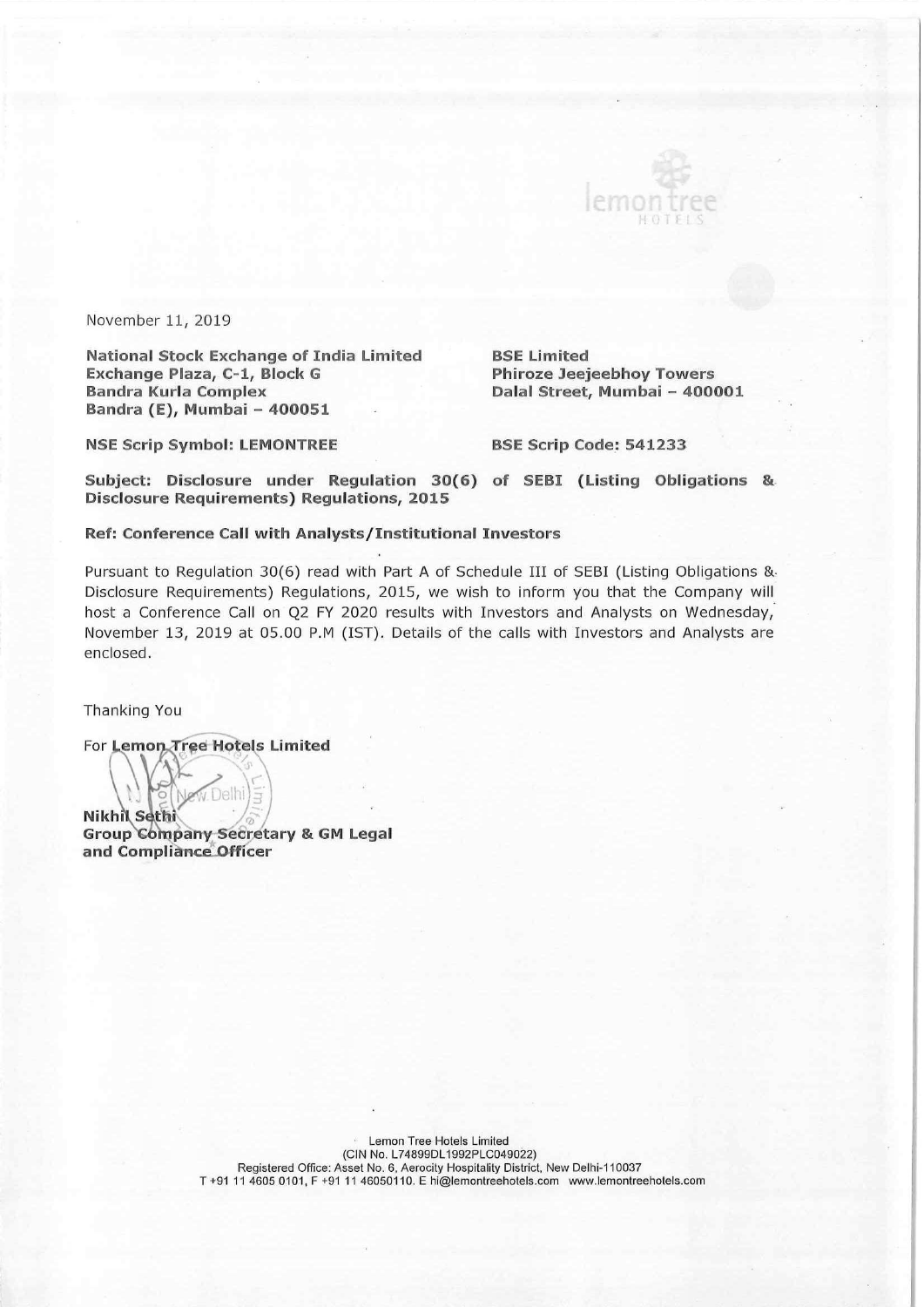November 11, 2019

**National Stock Exchange of India Limited**
**Exchange Plaza, C-1, Block G**
**Bandra Kurla Complex**
**Bandra (E), Mumbai – 400051**

**BSE Limited**
**Phiroze Jeejeebhoy Towers**
**Dalal Street, Mumbai – 400001**

**NSE Scrip Symbol: LEMONTREE**

**BSE Scrip Code: 541233**

**Subject: Disclosure under Regulation 30(6) of SEBI (Listing Obligations & Disclosure Requirements) Regulations, 2015**

**Ref: Conference Call with Analysts/Institutional Investors**

Pursuant to Regulation 30(6) read with Part A of Schedule III of SEBI (Listing Obligations & Disclosure Requirements) Regulations, 2015, we wish to inform you that the Company will host a Conference Call on Q2 FY 2020 results with Investors and Analysts on Wednesday, November 13, 2019 at 05.00 P.M (IST). Details of the calls with Investors and Analysts are enclosed.

Thanking You

For **Lemon Tree Hotels Limited**

**Nikhil Sethi**
**Group Company Secretary & GM Legal and Compliance Officer**

Lemon Tree Hotels Limited
(CIN No. L74899DL1992PLC049022)
Registered Office: Asset No. 6, Aerocity Hospitality District, New Delhi-110037
T +91 11 4605 0101, F +91 11 46050110. E hi@lemontreehotels.com www.lemontreehotels.com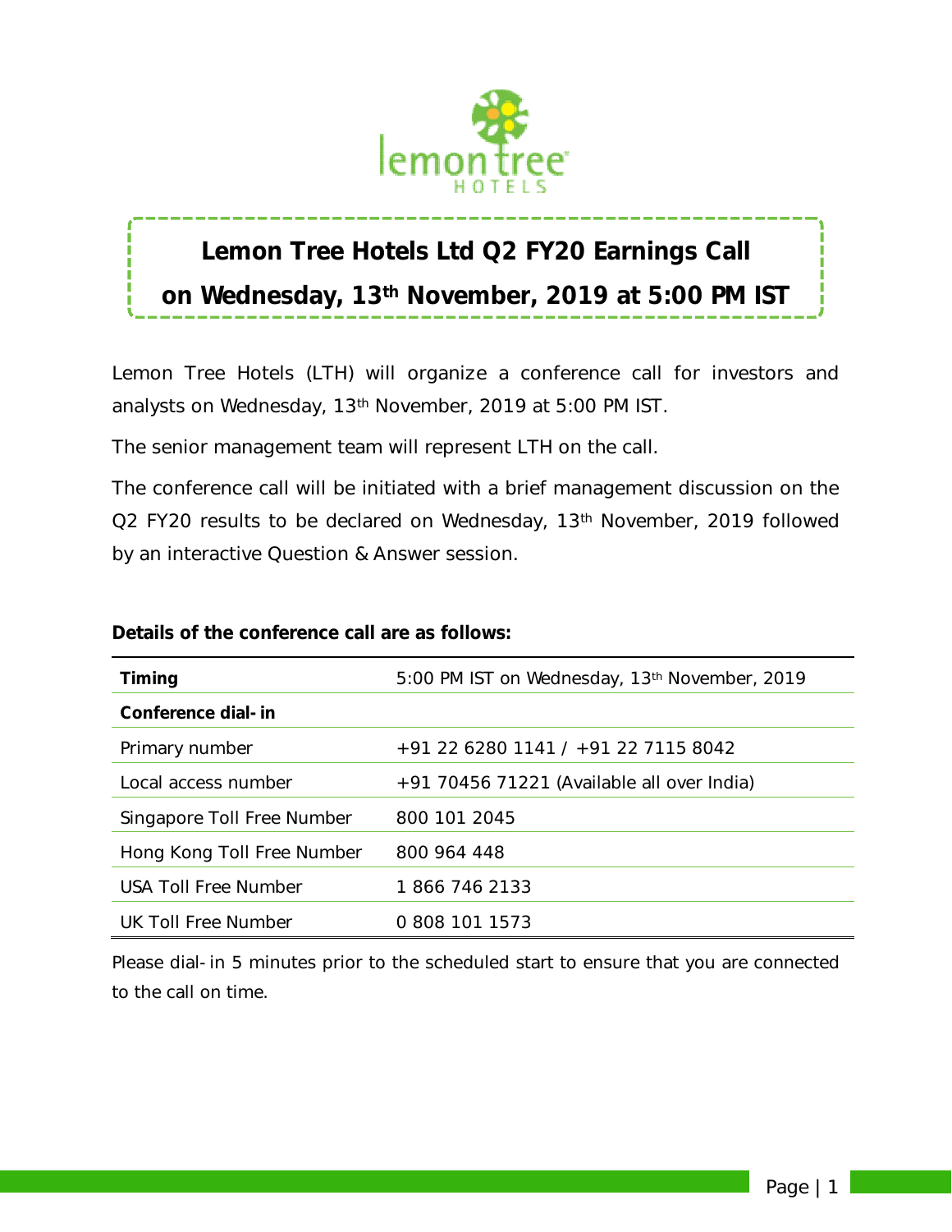# Lemon Tree Hotels Ltd Q2 FY20 Earnings Call on Wednesday, 13th November, 2019 at 5:00 PM IST

Lemon Tree Hotels (LTH) will organize a conference call for investors and analysts on Wednesday, 13th November, 2019 at 5:00 PM IST.

The senior management team will represent LTH on the call.

The conference call will be initiated with a brief management discussion on the Q2 FY20 results to be declared on Wednesday, 13th November, 2019 followed by an interactive Question & Answer session.

**Details of the conference call are as follows:**

| | |
|---|---|
| **Timing** | 5:00 PM IST on Wednesday, 13th November, 2019 |
| **Conference dial-in** | |
| Primary number | +91 22 6280 1141 / +91 22 7115 8042 |
| Local access number | +91 70456 71221 (Available all over India) |
| Singapore Toll Free Number | 800 101 2045 |
| Hong Kong Toll Free Number | 800 964 448 |
| USA Toll Free Number | 1 866 746 2133 |
| UK Toll Free Number | 0 808 101 1573 |

Please dial-in 5 minutes prior to the scheduled start to ensure that you are connected to the call on time.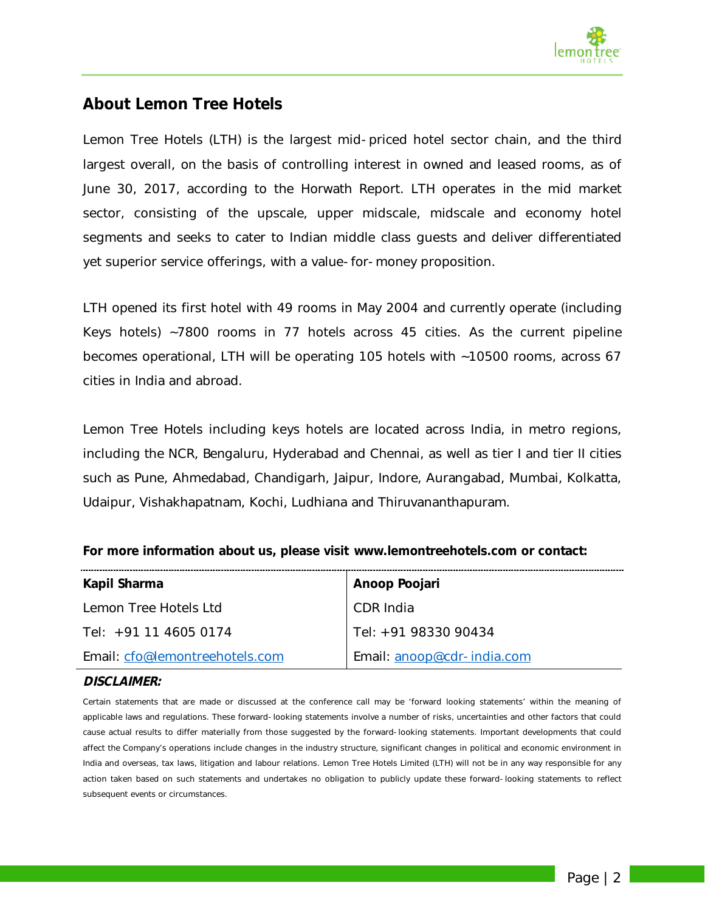## About Lemon Tree Hotels

Lemon Tree Hotels (LTH) is the largest mid-priced hotel sector chain, and the third largest overall, on the basis of controlling interest in owned and leased rooms, as of June 30, 2017, according to the Horwath Report. LTH operates in the mid market sector, consisting of the upscale, upper midscale, midscale and economy hotel segments and seeks to cater to Indian middle class guests and deliver differentiated yet superior service offerings, with a value-for-money proposition.

LTH opened its first hotel with 49 rooms in May 2004 and currently operate (including Keys hotels) ~7800 rooms in 77 hotels across 45 cities. As the current pipeline becomes operational, LTH will be operating 105 hotels with ~10500 rooms, across 67 cities in India and abroad.

Lemon Tree Hotels including keys hotels are located across India, in metro regions, including the NCR, Bengaluru, Hyderabad and Chennai, as well as tier I and tier II cities such as Pune, Ahmedabad, Chandigarh, Jaipur, Indore, Aurangabad, Mumbai, Kolkatta, Udaipur, Vishakhapatnam, Kochi, Ludhiana and Thiruvananthapuram.

**For more information about us, please visit www.lemontreehotels.com or contact:**

| | |
|---|---|
| **Kapil Sharma** | **Anoop Poojari** |
| Lemon Tree Hotels Ltd | CDR India |
| Tel: +91 11 4605 0174 | Tel: +91 98330 90434 |
| Email: cfo@lemontreehotels.com | Email: anoop@cdr-india.com |

***DISCLAIMER:***

Certain statements that are made or discussed at the conference call may be 'forward looking statements' within the meaning of applicable laws and regulations. These forward-looking statements involve a number of risks, uncertainties and other factors that could cause actual results to differ materially from those suggested by the forward-looking statements. Important developments that could affect the Company's operations include changes in the industry structure, significant changes in political and economic environment in India and overseas, tax laws, litigation and labour relations. Lemon Tree Hotels Limited (LTH) will not be in any way responsible for any action taken based on such statements and undertakes no obligation to publicly update these forward-looking statements to reflect subsequent events or circumstances.